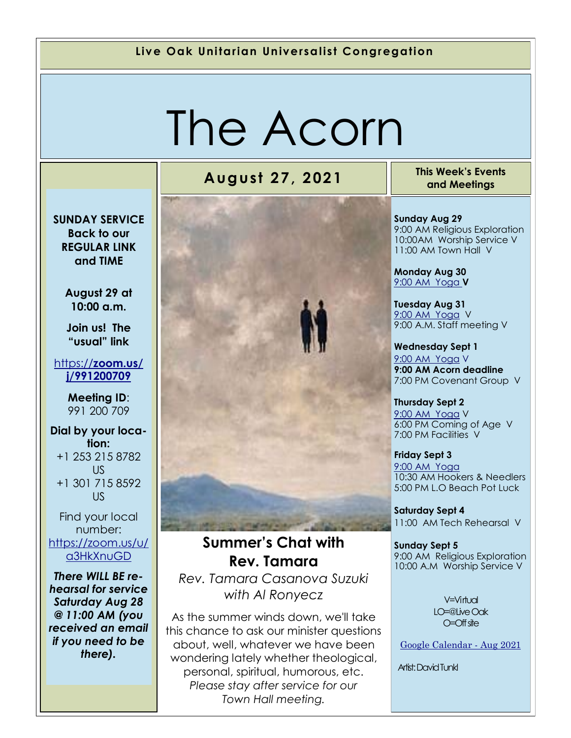Live Oak Unitarian Universalist Congregation

# The Acorn

## August 27, 2021

**SUNDAY SERVICE Back to our REGULAR LINK and TIME**

**August 29 at 10:00 a.m.**

**Join us! The "usual" link**

[https://**zoom.us/j/991200709**](https://zoom.us/j/991200709)

**Meeting ID**: 991 200 709

**Dial by your location:**
+1 253 215 8782 US
+1 301 715 8592 US

Find your local number: [https://zoom.us/u/a3HkXnuGD](https://zoom.us/u/a3HkXnuGD)

***There WILL BE rehearsal for service Saturday Aug 28 @ 11:00 AM (you received an email if you need to be there).***

## Summer's Chat with Rev. Tamara

*Rev. Tamara Casanova Suzuki with Al Ronyecz*

As the summer winds down, we'll take this chance to ask our minister questions about, well, whatever we have been wondering lately whether theological, personal, spiritual, humorous, etc. *Please stay after service for our Town Hall meeting.*

### This Week's Events and Meetings

**Sunday Aug 29**
9:00 AM Religious Exploration
10:00AM Worship Service V
11:00 AM Town Hall V

**Monday Aug 30**
9:00 AM Yoga **V**

**Tuesday Aug 31**
9:00 AM Yoga V
9:00 A.M. Staff meeting V

**Wednesday Sept 1**
9:00 AM Yoga V
**9:00 AM Acorn deadline**
7:00 PM Covenant Group V

**Thursday Sept 2**
9:00 AM Yoga V
6:00 PM Coming of Age V
7:00 PM Facilities V

**Friday Sept 3**
9:00 AM Yoga
10:30 AM Hookers & Needlers
5:00 PM L.O Beach Pot Luck

**Saturday Sept 4**
11:00 AM Tech Rehearsal V

**Sunday Sept 5**
9:00 AM Religious Exploration
10:00 A.M Worship Service V

V=Virtual
LO=@Live Oak
O=Off site

Google Calendar - Aug 2021

Artist: David Tunkl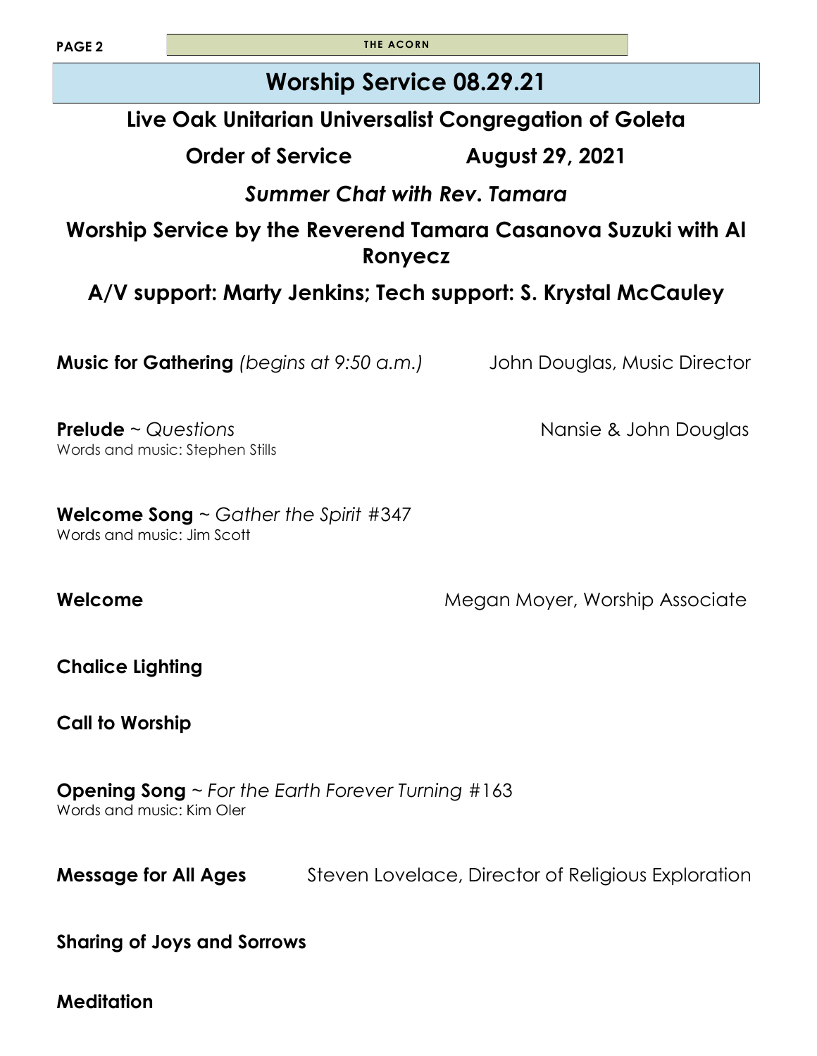# Worship Service 08.29.21

## Live Oak Unitarian Universalist Congregation of Goleta

## Order of Service August 29, 2021

## *Summer Chat with Rev. Tamara*

## Worship Service by the Reverend Tamara Casanova Suzuki with Al Ronyecz

## A/V support: Marty Jenkins; Tech support: S. Krystal McCauley

**Music for Gathering** *(begins at 9:50 a.m.)* John Douglas, Music Director

**Prelude** ~ *Questions* Nansie & John Douglas
Words and music: Stephen Stills

**Welcome Song** ~ *Gather the Spirit* #347
Words and music: Jim Scott

**Welcome** Megan Moyer, Worship Associate

**Chalice Lighting**

**Call to Worship**

**Opening Song** ~ *For the Earth Forever Turning* #163
Words and music: Kim Oler

**Message for All Ages** Steven Lovelace, Director of Religious Exploration

**Sharing of Joys and Sorrows**

**Meditation**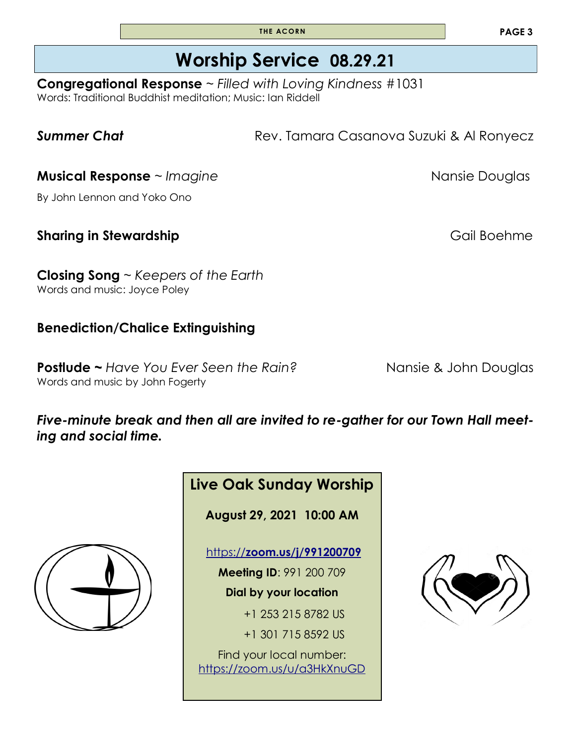# Worship Service 08.29.21

**Congregational Response** ~ *Filled with Loving Kindness* #1031
Words: Traditional Buddhist meditation; Music: Ian Riddell

***Summer Chat*** — Rev. Tamara Casanova Suzuki & Al Ronyecz

**Musical Response** ~ *Imagine* — Nansie Douglas
By John Lennon and Yoko Ono

**Sharing in Stewardship** — Gail Boehme

**Closing Song** ~ *Keepers of the Earth*
Words and music: Joyce Poley

**Benediction/Chalice Extinguishing**

**Postlude ~** *Have You Ever Seen the Rain?* — Nansie & John Douglas
Words and music by John Fogerty

***Five-minute break and then all are invited to re-gather for our Town Hall meeting and social time.***

**Live Oak Sunday Worship**

**August 29, 2021 10:00 AM**

https://**zoom.us/j/991200709**

**Meeting ID**: 991 200 709

**Dial by your location**

+1 253 215 8782 US

+1 301 715 8592 US

Find your local number: https://zoom.us/u/a3HkXnuGD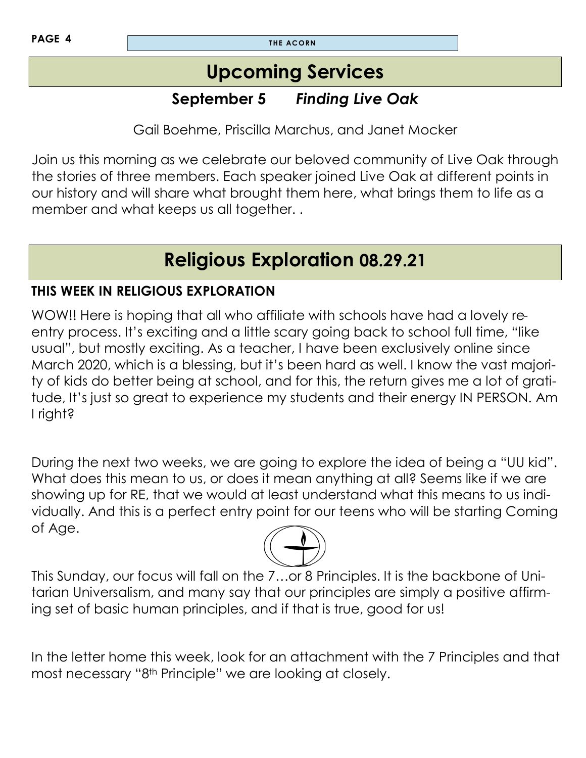# Upcoming Services

## September 5 *Finding Live Oak*

Gail Boehme, Priscilla Marchus, and Janet Mocker

Join us this morning as we celebrate our beloved community of Live Oak through the stories of three members. Each speaker joined Live Oak at different points in our history and will share what brought them here, what brings them to life as a member and what keeps us all together. .

# Religious Exploration 08.29.21

### THIS WEEK IN RELIGIOUS EXPLORATION

WOW!! Here is hoping that all who affiliate with schools have had a lovely re-entry process. It's exciting and a little scary going back to school full time, "like usual", but mostly exciting. As a teacher, I have been exclusively online since March 2020, which is a blessing, but it's been hard as well. I know the vast majority of kids do better being at school, and for this, the return gives me a lot of gratitude, It's just so great to experience my students and their energy IN PERSON. Am I right?

During the next two weeks, we are going to explore the idea of being a "UU kid". What does this mean to us, or does it mean anything at all? Seems like if we are showing up for RE, that we would at least understand what this means to us individually. And this is a perfect entry point for our teens who will be starting Coming of Age.

This Sunday, our focus will fall on the 7…or 8 Principles. It is the backbone of Unitarian Universalism, and many say that our principles are simply a positive affirming set of basic human principles, and if that is true, good for us!

In the letter home this week, look for an attachment with the 7 Principles and that most necessary "8th Principle" we are looking at closely.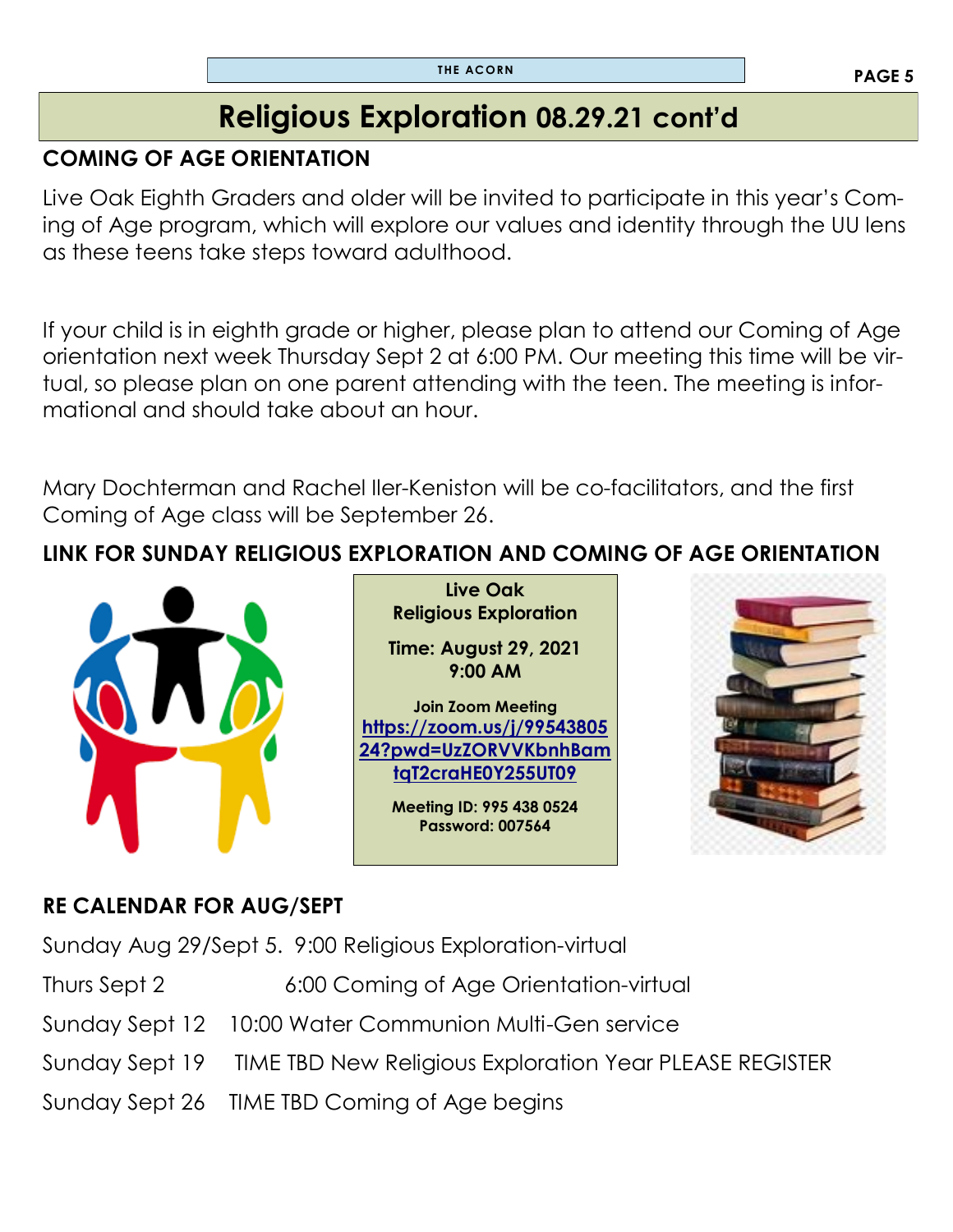# Religious Exploration 08.29.21 cont'd

## COMING OF AGE ORIENTATION

Live Oak Eighth Graders and older will be invited to participate in this year's Coming of Age program, which will explore our values and identity through the UU lens as these teens take steps toward adulthood.

If your child is in eighth grade or higher, please plan to attend our Coming of Age orientation next week Thursday Sept 2 at 6:00 PM. Our meeting this time will be virtual, so please plan on one parent attending with the teen. The meeting is informational and should take about an hour.

Mary Dochterman and Rachel Iler-Keniston will be co-facilitators, and the first Coming of Age class will be September 26.

## LINK FOR SUNDAY RELIGIOUS EXPLORATION AND COMING OF AGE ORIENTATION

**Live Oak**
**Religious Exploration**

**Time: August 29, 2021**
**9:00 AM**

**Join Zoom Meeting**
**https://zoom.us/j/9954380524?pwd=UzZORVVKbnhBamtqT2craHE0Y255UT09**

**Meeting ID: 995 438 0524**
**Password: 007564**

## RE CALENDAR FOR AUG/SEPT

Sunday Aug 29/Sept 5. 9:00 Religious Exploration-virtual

Thurs Sept 2 6:00 Coming of Age Orientation-virtual

Sunday Sept 12 10:00 Water Communion Multi-Gen service

Sunday Sept 19 TIME TBD New Religious Exploration Year PLEASE REGISTER

Sunday Sept 26 TIME TBD Coming of Age begins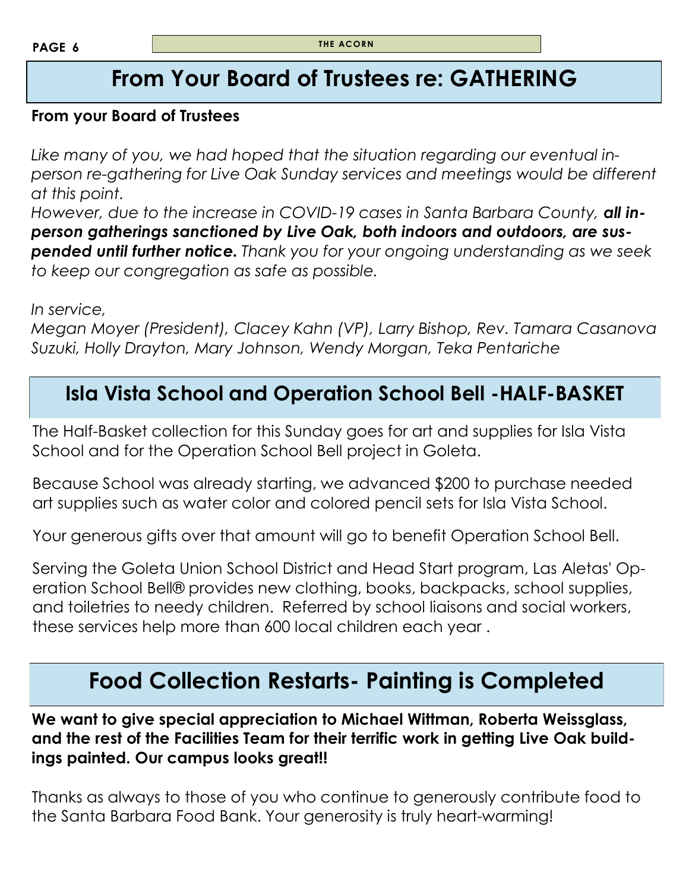# From Your Board of Trustees re: GATHERING

**From your Board of Trustees**

*Like many of you, we had hoped that the situation regarding our eventual in-person re-gathering for Live Oak Sunday services and meetings would be different at this point.*
*However, due to the increase in COVID-19 cases in Santa Barbara County,* ***all in-person gatherings sanctioned by Live Oak, both indoors and outdoors, are suspended until further notice.*** *Thank you for your ongoing understanding as we seek to keep our congregation as safe as possible.*

*In service,*
*Megan Moyer (President), Clacey Kahn (VP), Larry Bishop, Rev. Tamara Casanova Suzuki, Holly Drayton, Mary Johnson, Wendy Morgan, Teka Pentariche*

# Isla Vista School and Operation School Bell -HALF-BASKET

The Half-Basket collection for this Sunday goes for art and supplies for Isla Vista School and for the Operation School Bell project in Goleta.

Because School was already starting, we advanced $200 to purchase needed art supplies such as water color and colored pencil sets for Isla Vista School.

Your generous gifts over that amount will go to benefit Operation School Bell.

Serving the Goleta Union School District and Head Start program, Las Aletas' Operation School Bell® provides new clothing, books, backpacks, school supplies, and toiletries to needy children. Referred by school liaisons and social workers, these services help more than 600 local children each year .

# Food Collection Restarts- Painting is Completed

**We want to give special appreciation to Michael Wittman, Roberta Weissglass, and the rest of the Facilities Team for their terrific work in getting Live Oak buildings painted. Our campus looks great!!**

Thanks as always to those of you who continue to generously contribute food to the Santa Barbara Food Bank. Your generosity is truly heart-warming!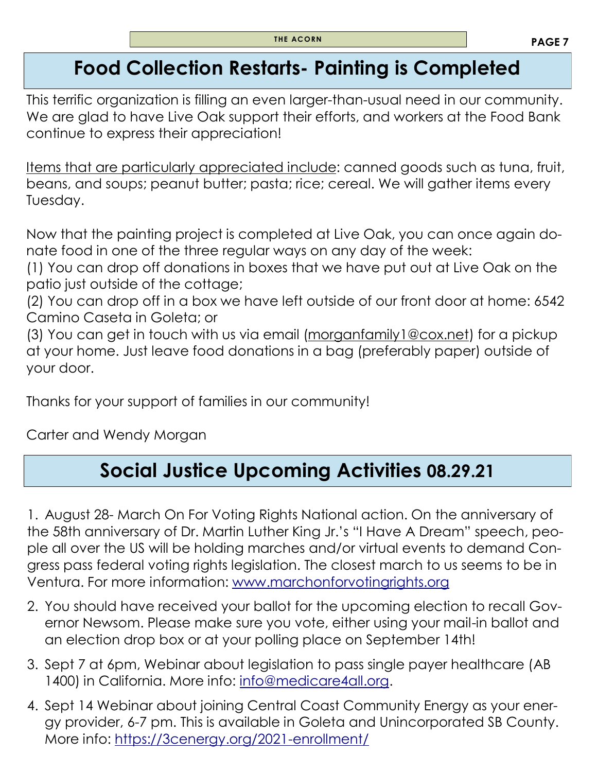## Food Collection Restarts- Painting is Completed

This terrific organization is filling an even larger-than-usual need in our community. We are glad to have Live Oak support their efforts, and workers at the Food Bank continue to express their appreciation!

Items that are particularly appreciated include: canned goods such as tuna, fruit, beans, and soups; peanut butter; pasta; rice; cereal. We will gather items every Tuesday.

Now that the painting project is completed at Live Oak, you can once again donate food in one of the three regular ways on any day of the week:
(1) You can drop off donations in boxes that we have put out at Live Oak on the patio just outside of the cottage;
(2) You can drop off in a box we have left outside of our front door at home: 6542 Camino Caseta in Goleta; or
(3) You can get in touch with us via email (morganfamily1@cox.net) for a pickup at your home. Just leave food donations in a bag (preferably paper) outside of your door.

Thanks for your support of families in our community!

Carter and Wendy Morgan

## Social Justice Upcoming Activities 08.29.21

1. August 28- March On For Voting Rights National action. On the anniversary of the 58th anniversary of Dr. Martin Luther King Jr.'s "I Have A Dream" speech, people all over the US will be holding marches and/or virtual events to demand Congress pass federal voting rights legislation. The closest march to us seems to be in Ventura. For more information: www.marchonforvotingrights.org
2. You should have received your ballot for the upcoming election to recall Governor Newsom. Please make sure you vote, either using your mail-in ballot and an election drop box or at your polling place on September 14th!
3. Sept 7 at 6pm, Webinar about legislation to pass single payer healthcare (AB 1400) in California. More info: info@medicare4all.org.
4. Sept 14 Webinar about joining Central Coast Community Energy as your energy provider, 6-7 pm. This is available in Goleta and Unincorporated SB County. More info: https://3cenergy.org/2021-enrollment/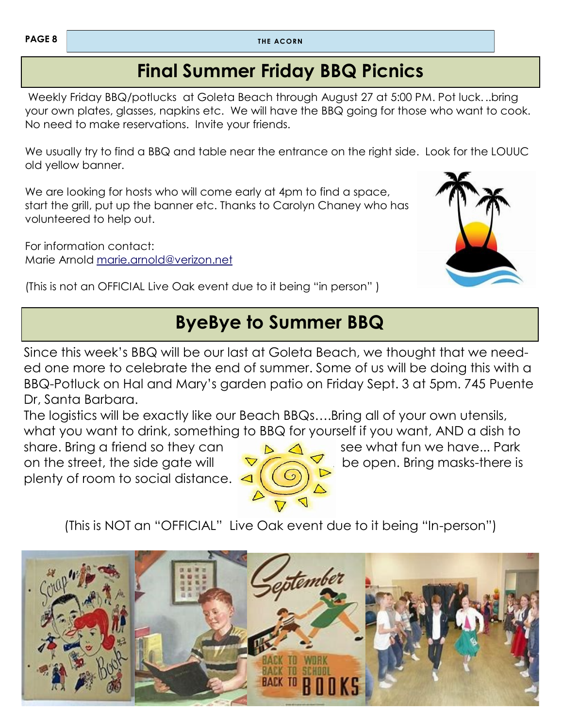# Final Summer Friday BBQ Picnics

Weekly Friday BBQ/potlucks at Goleta Beach through August 27 at 5:00 PM. Pot luck...bring your own plates, glasses, napkins etc. We will have the BBQ going for those who want to cook. No need to make reservations. Invite your friends.

We usually try to find a BBQ and table near the entrance on the right side. Look for the LOUUC old yellow banner.

We are looking for hosts who will come early at 4pm to find a space, start the grill, put up the banner etc. Thanks to Carolyn Chaney who has volunteered to help out.

For information contact:
Marie Arnold marie.arnold@verizon.net

(This is not an OFFICIAL Live Oak event due to it being "in person" )

# ByeBye to Summer BBQ

Since this week's BBQ will be our last at Goleta Beach, we thought that we needed one more to celebrate the end of summer. Some of us will be doing this with a BBQ-Potluck on Hal and Mary's garden patio on Friday Sept. 3 at 5pm. 745 Puente Dr, Santa Barbara.

The logistics will be exactly like our Beach BBQs….Bring all of your own utensils, what you want to drink, something to BBQ for yourself if you want, AND a dish to share. Bring a friend so they can see what fun we have... Park on the street, the side gate will be open. Bring masks-there is plenty of room to social distance.

(This is NOT an "OFFICIAL" Live Oak event due to it being "In-person")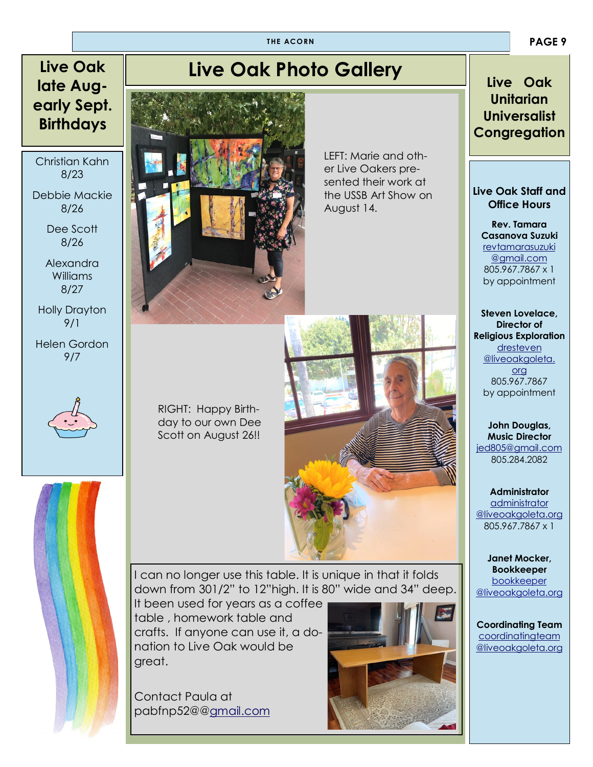## Live Oak late Aug-early Sept. Birthdays

Christian Kahn
8/23

Debbie Mackie
8/26

Dee Scott
8/26

Alexandra Williams
8/27

Holly Drayton
9/1

Helen Gordon
9/7

# Live Oak Photo Gallery

LEFT: Marie and other Live Oakers presented their work at the USSB Art Show on August 14.

RIGHT: Happy Birthday to our own Dee Scott on August 26!!

I can no longer use this table. It is unique in that it folds down from 301/2" to 12"high. It is 80" wide and 34" deep. It been used for years as a coffee table , homework table and crafts. If anyone can use it, a donation to Live Oak would be great.

Contact Paula at pabfnp52@@gmail.com

## Live Oak Unitarian Universalist Congregation

### Live Oak Staff and Office Hours

**Rev. Tamara Casanova Suzuki**
revtamarasuzuki@gmail.com
805.967.7867 x 1
by appointment

**Steven Lovelace, Director of Religious Exploration**
dresteven@liveoakgoleta.org
805.967.7867
by appointment

**John Douglas, Music Director**
jed805@gmail.com
805.284.2082

**Administrator**
administrator@liveoakgoleta.org
805.967.7867 x 1

**Janet Mocker, Bookkeeper**
bookkeeper@liveoakgoleta.org

**Coordinating Team**
coordinatingteam@liveoakgoleta.org